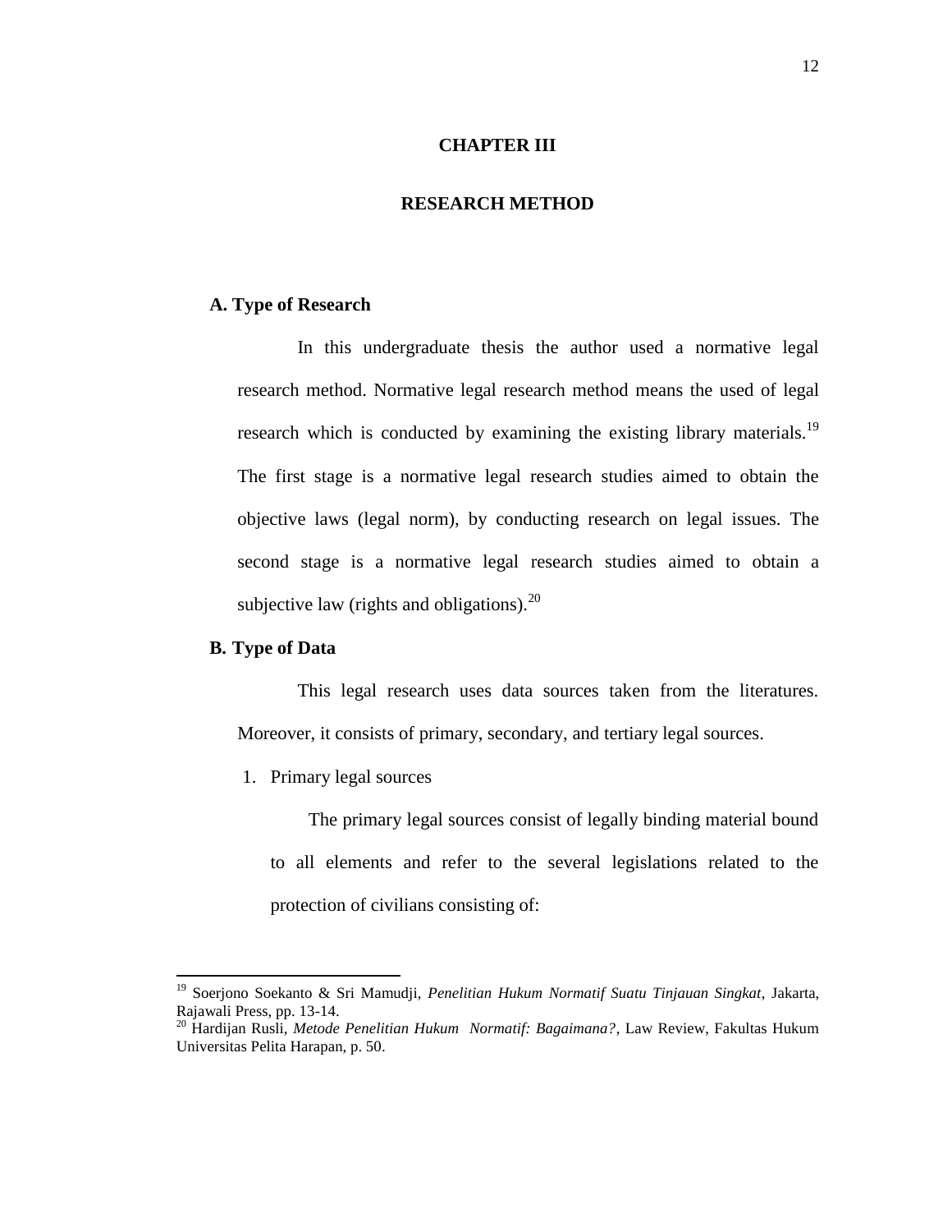# CHAPTER III

# RESEARCH METHOD

## A. Type of Research

In this undergraduate thesis the author used a normative legal research method. Normative legal research method means the used of legal research which is conducted by examining the existing library materials.[19] The first stage is a normative legal research studies aimed to obtain the objective laws (legal norm), by conducting research on legal issues. The second stage is a normative legal research studies aimed to obtain a subjective law (rights and obligations).[20]

## B. Type of Data

This legal research uses data sources taken from the literatures. Moreover, it consists of primary, secondary, and tertiary legal sources.

1. Primary legal sources

   The primary legal sources consist of legally binding material bound to all elements and refer to the several legislations related to the protection of civilians consisting of:

---

[19] Soerjono Soekanto & Sri Mamudji, *Penelitian Hukum Normatif Suatu Tinjauan Singkat*, Jakarta, Rajawali Press, pp. 13-14.

[20] Hardijan Rusli, *Metode Penelitian Hukum Normatif: Bagaimana?*, Law Review, Fakultas Hukum Universitas Pelita Harapan, p. 50.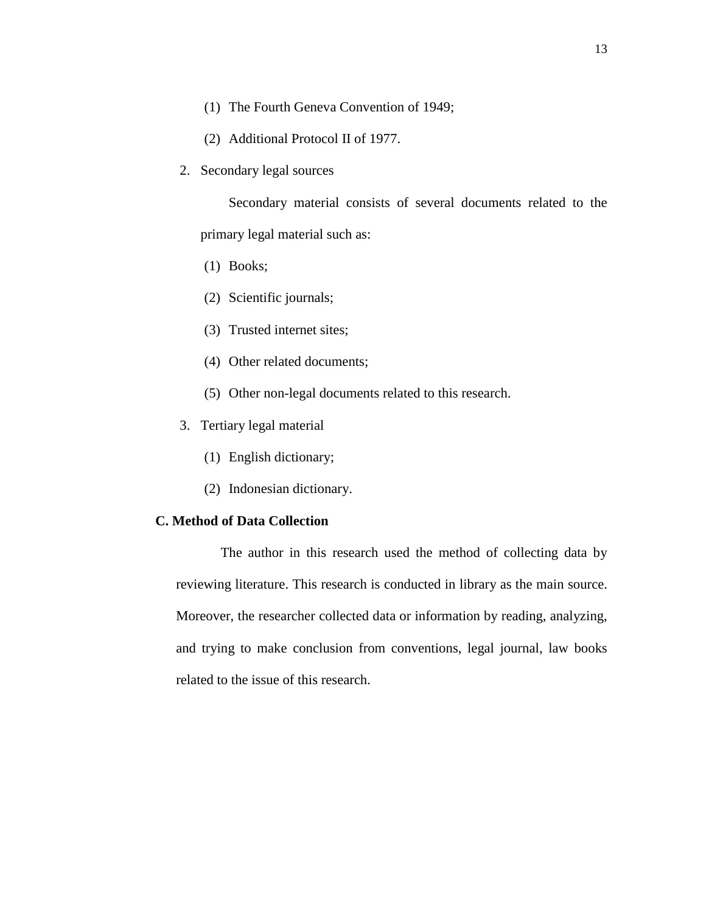(1) The Fourth Geneva Convention of 1949;

(2) Additional Protocol II of 1977.

2. Secondary legal sources

   Secondary material consists of several documents related to the primary legal material such as:

   (1) Books;

   (2) Scientific journals;

   (3) Trusted internet sites;

   (4) Other related documents;

   (5) Other non-legal documents related to this research.

3. Tertiary legal material

   (1) English dictionary;

   (2) Indonesian dictionary.

## C. Method of Data Collection

The author in this research used the method of collecting data by reviewing literature. This research is conducted in library as the main source. Moreover, the researcher collected data or information by reading, analyzing, and trying to make conclusion from conventions, legal journal, law books related to the issue of this research.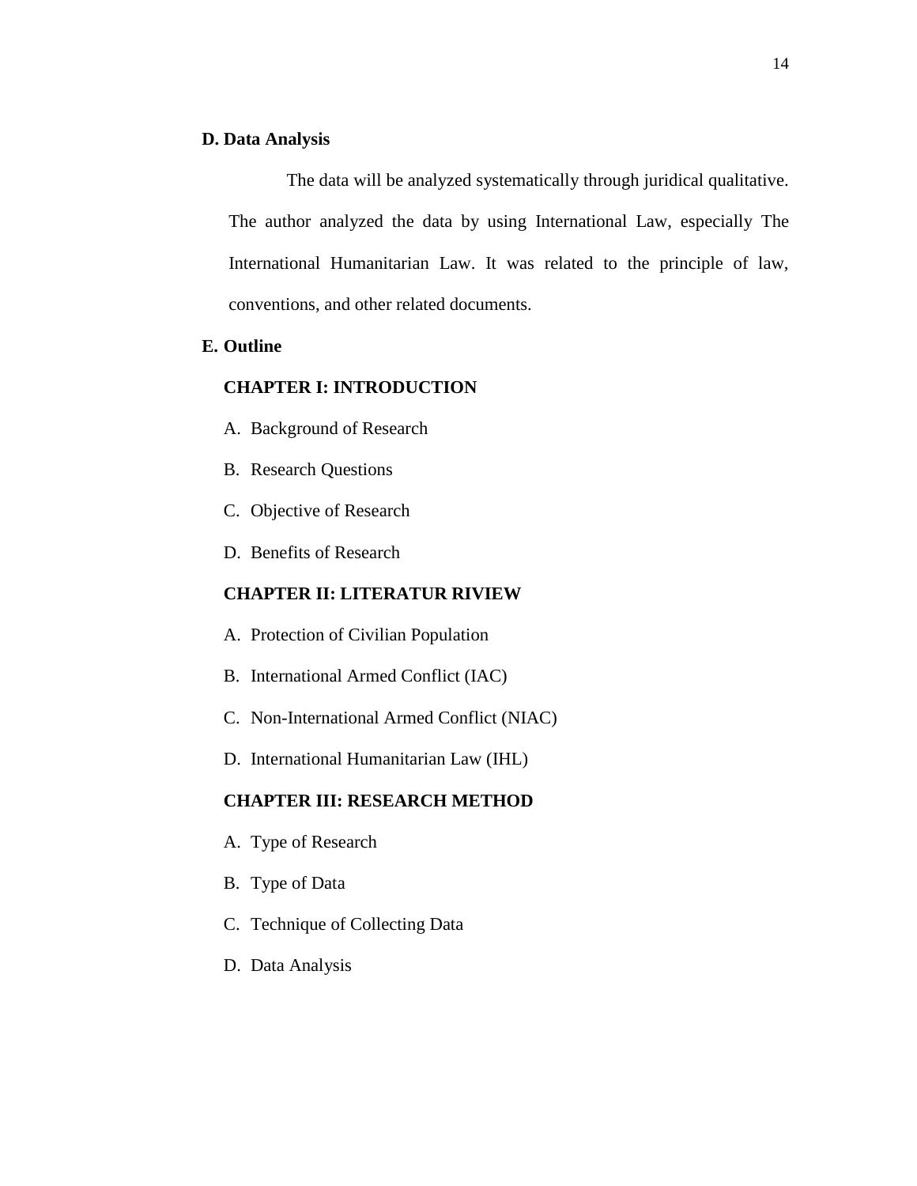## D. Data Analysis

The data will be analyzed systematically through juridical qualitative. The author analyzed the data by using International Law, especially The International Humanitarian Law. It was related to the principle of law, conventions, and other related documents.

## E. Outline

**CHAPTER I: INTRODUCTION**

A. Background of Research

B. Research Questions

C. Objective of Research

D. Benefits of Research

**CHAPTER II: LITERATUR RIVIEW**

A. Protection of Civilian Population

B. International Armed Conflict (IAC)

C. Non-International Armed Conflict (NIAC)

D. International Humanitarian Law (IHL)

**CHAPTER III: RESEARCH METHOD**

A. Type of Research

B. Type of Data

C. Technique of Collecting Data

D. Data Analysis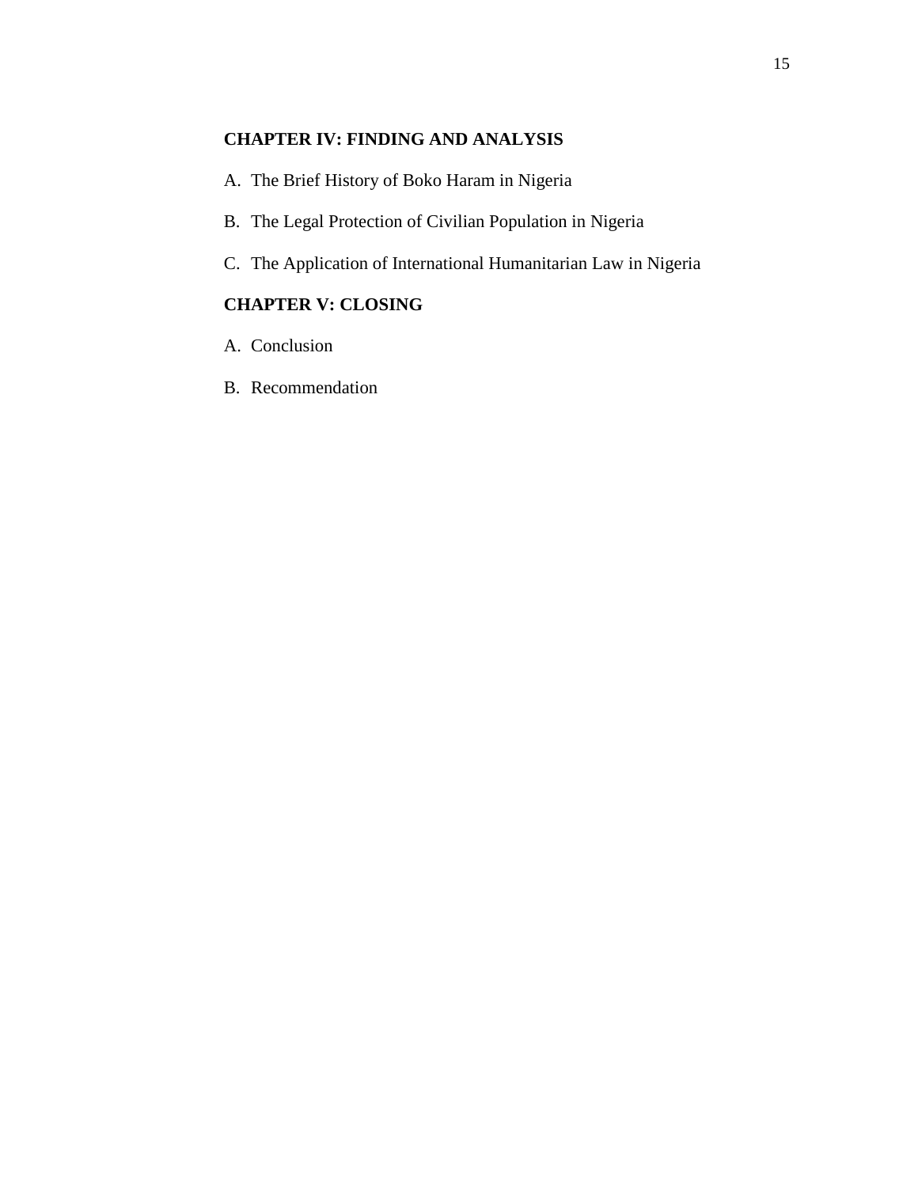**CHAPTER IV: FINDING AND ANALYSIS**

A. The Brief History of Boko Haram in Nigeria

B. The Legal Protection of Civilian Population in Nigeria

C. The Application of International Humanitarian Law in Nigeria

**CHAPTER V: CLOSING**

A. Conclusion

B. Recommendation